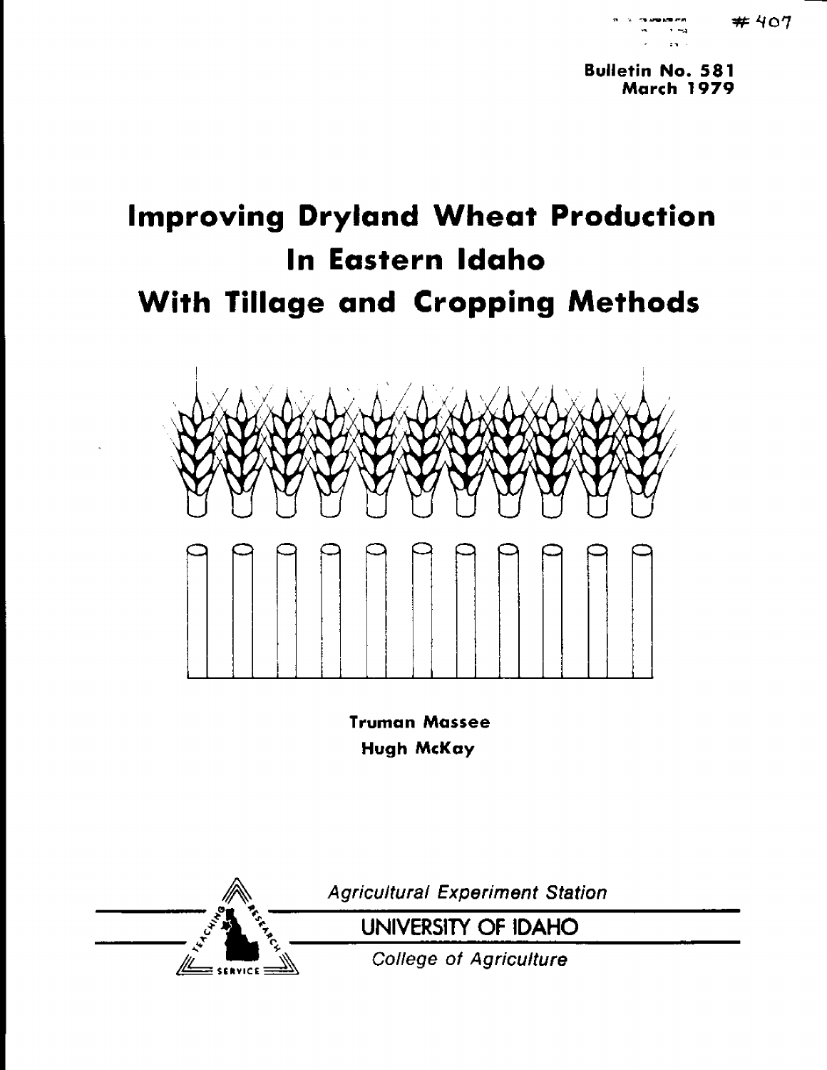#407

**Bulletin No. 581**
**March 1979**

# Improving Dryland Wheat Production In Eastern Idaho With Tillage and Cropping Methods

**Truman Massee**
**Hugh McKay**

*Agricultural Experiment Station*

UNIVERSITY OF IDAHO

*College of Agriculture*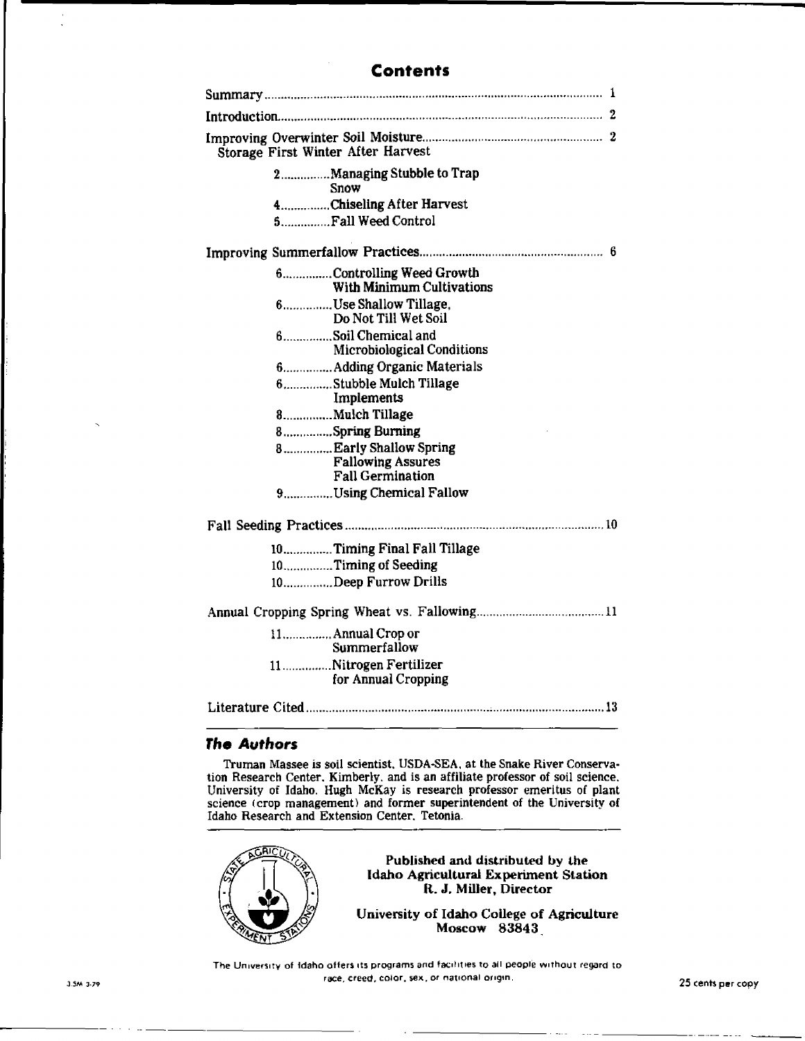## Contents

Summary .......... 1

Introduction .......... 2

Improving Overwinter Soil Moisture Storage First Winter After Harvest .......... 2

- 2 .......... Managing Stubble to Trap Snow
- 4 .......... Chiseling After Harvest
- 5 .......... Fall Weed Control

Improving Summerfallow Practices .......... 6

- 6 .......... Controlling Weed Growth With Minimum Cultivations
- 6 .......... Use Shallow Tillage, Do Not Till Wet Soil
- 6 .......... Soil Chemical and Microbiological Conditions
- 6 .......... Adding Organic Materials
- 6 .......... Stubble Mulch Tillage Implements
- 8 .......... Mulch Tillage
- 8 .......... Spring Burning
- 8 .......... Early Shallow Spring Fallowing Assures Fall Germination
- 9 .......... Using Chemical Fallow

Fall Seeding Practices .......... 10

- 10 .......... Timing Final Fall Tillage
- 10 .......... Timing of Seeding
- 10 .......... Deep Furrow Drills

Annual Cropping Spring Wheat vs. Fallowing .......... 11

- 11 .......... Annual Crop or Summerfallow
- 11 .......... Nitrogen Fertilizer for Annual Cropping

Literature Cited .......... 13

### *The Authors*

Truman Massee is soil scientist, USDA-SEA, at the Snake River Conservation Research Center, Kimberly, and is an affiliate professor of soil science, University of Idaho. Hugh McKay is research professor emeritus of plant science (crop management) and former superintendent of the University of Idaho Research and Extension Center, Tetonia.

**Published and distributed by the Idaho Agricultural Experiment Station R. J. Miller, Director**

**University of Idaho College of Agriculture Moscow 83843**

The University of Idaho offers its programs and facilities to all people without regard to race, creed, color, sex, or national origin.

3.5M 3-79

25 cents per copy